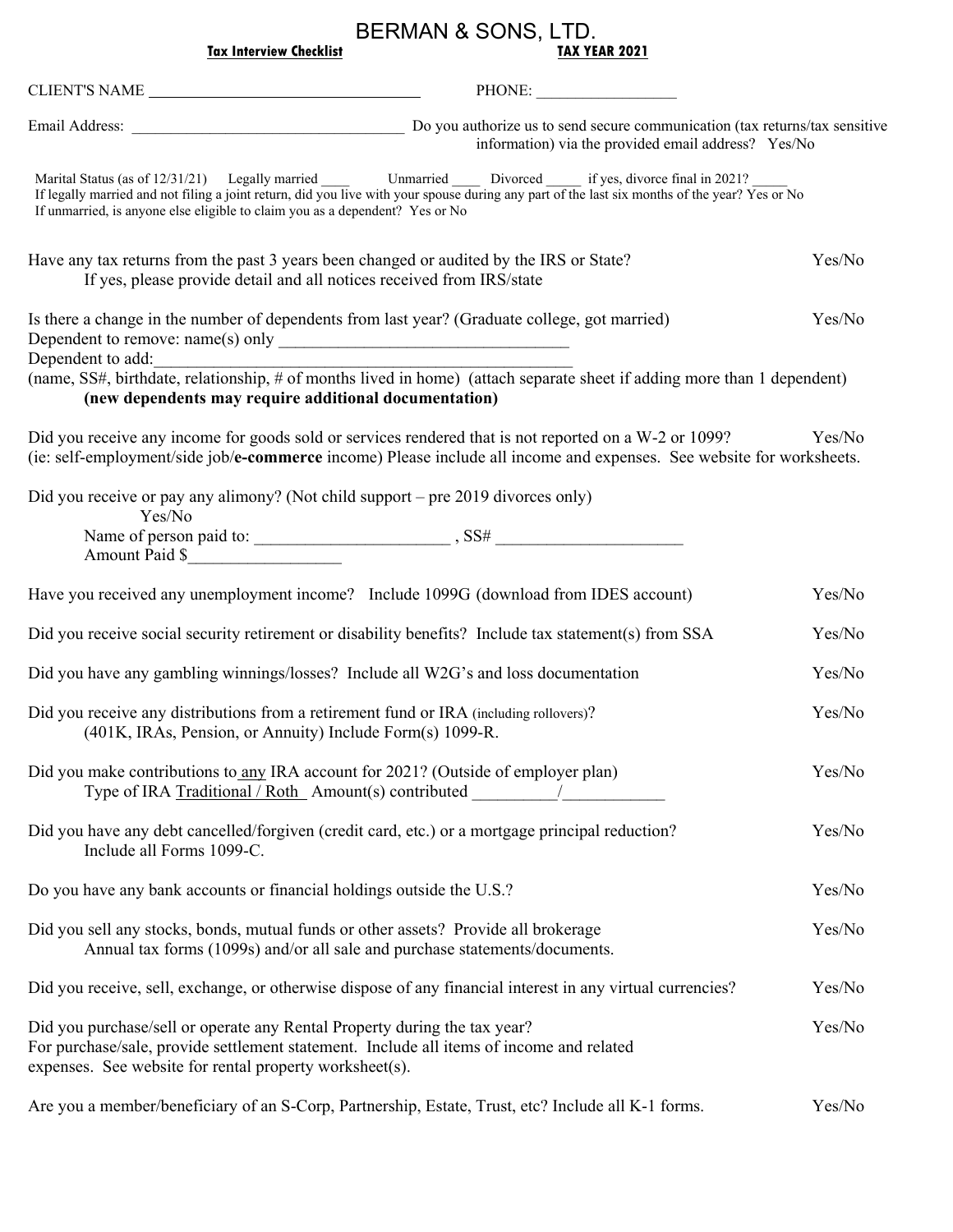# BERMAN & SONS, LTD.

**Tax Interview Checklist** **TAX YEAR 2021**

CLIENT'S NAME ______________________________ PHONE: _________________

Email Address: __________________________________ Do you authorize us to send secure communication (tax returns/tax sensitive information) via the provided email address? Yes/No

Marital Status (as of 12/31/21) Legally married ____ Unmarried ____ Divorced _____ if yes, divorce final in 2021? _____
If legally married and not filing a joint return, did you live with your spouse during any part of the last six months of the year? Yes or No
If unmarried, is anyone else eligible to claim you as a dependent? Yes or No

Have any tax returns from the past 3 years been changed or audited by the IRS or State? Yes/No
If yes, please provide detail and all notices received from IRS/state

Is there a change in the number of dependents from last year? (Graduate college, got married) Yes/No
Dependent to remove: name(s) only ___________________________________
Dependent to add:____________________________________________________
(name, SS#, birthdate, relationship, # of months lived in home) (attach separate sheet if adding more than 1 dependent)
**(new dependents may require additional documentation)**

Did you receive any income for goods sold or services rendered that is not reported on a W-2 or 1099? Yes/No
(ie: self-employment/side job/**e-commerce** income) Please include all income and expenses. See website for worksheets.

Did you receive or pay any alimony? (Not child support – pre 2019 divorces only)
Yes/No
Name of person paid to: _______________________ , SS# ______________________
Amount Paid $__________________

Have you received any unemployment income? Include 1099G (download from IDES account) Yes/No

Did you receive social security retirement or disability benefits? Include tax statement(s) from SSA Yes/No

Did you have any gambling winnings/losses? Include all W2G's and loss documentation Yes/No

Did you receive any distributions from a retirement fund or IRA (including rollovers)? Yes/No
(401K, IRAs, Pension, or Annuity) Include Form(s) 1099-R.

Did you make contributions to any IRA account for 2021? (Outside of employer plan) Yes/No
Type of IRA Traditional / Roth Amount(s) contributed __________/____________

Did you have any debt cancelled/forgiven (credit card, etc.) or a mortgage principal reduction? Yes/No
Include all Forms 1099-C.

Do you have any bank accounts or financial holdings outside the U.S.? Yes/No

Did you sell any stocks, bonds, mutual funds or other assets? Provide all brokerage Yes/No
Annual tax forms (1099s) and/or all sale and purchase statements/documents.

Did you receive, sell, exchange, or otherwise dispose of any financial interest in any virtual currencies? Yes/No

Did you purchase/sell or operate any Rental Property during the tax year? Yes/No
For purchase/sale, provide settlement statement. Include all items of income and related expenses. See website for rental property worksheet(s).

Are you a member/beneficiary of an S-Corp, Partnership, Estate, Trust, etc? Include all K-1 forms. Yes/No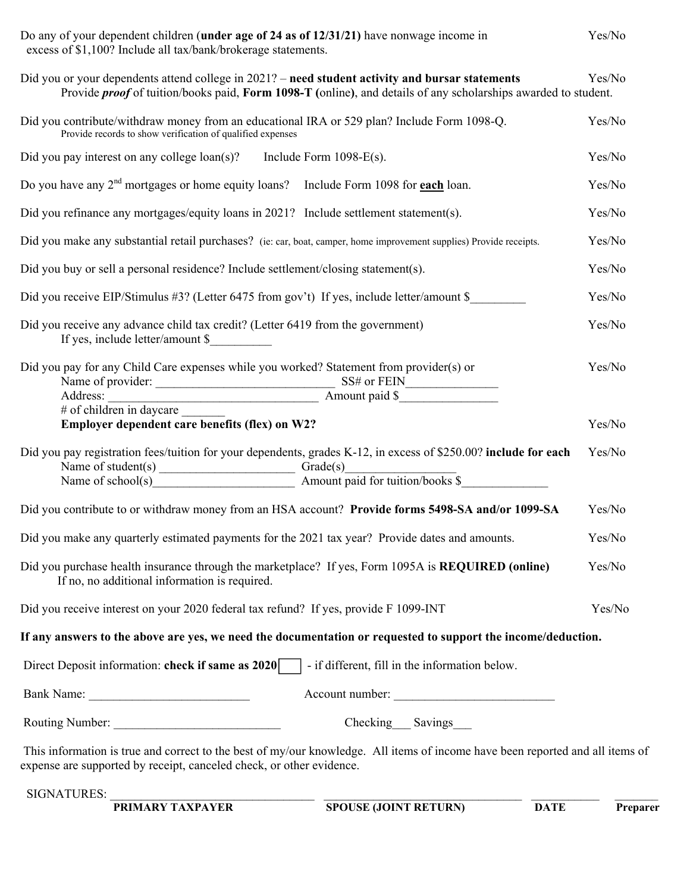Do any of your dependent children (**under age of 24 as of 12/31/21)** have nonwage income in excess of $1,100? Include all tax/bank/brokerage statements. Yes/No

Did you or your dependents attend college in 2021? – **need student activity and bursar statements** Yes/No
Provide ***proof*** of tuition/books paid, **Form 1098-T (**online**)**, and details of any scholarships awarded to student.

Did you contribute/withdraw money from an educational IRA or 529 plan? Include Form 1098-Q. Yes/No
Provide records to show verification of qualified expenses

Did you pay interest on any college loan(s)? Include Form 1098-E(s). Yes/No

Do you have any 2nd mortgages or home equity loans? Include Form 1098 for **each** loan. Yes/No

Did you refinance any mortgages/equity loans in 2021? Include settlement statement(s). Yes/No

Did you make any substantial retail purchases? (ie: car, boat, camper, home improvement supplies) Provide receipts. Yes/No

Did you buy or sell a personal residence? Include settlement/closing statement(s). Yes/No

Did you receive EIP/Stimulus #3? (Letter 6475 from gov't) If yes, include letter/amount $_________ Yes/No

Did you receive any advance child tax credit? (Letter 6419 from the government) Yes/No
If yes, include letter/amount $__________

Did you pay for any Child Care expenses while you worked? Statement from provider(s) or Yes/No
Name of provider: ______________________________ SS# or FEIN_______________
Address: _________________________________ Amount paid $________________
# of children in daycare _______
**Employer dependent care benefits (flex) on W2?** Yes/No

Did you pay registration fees/tuition for your dependents, grades K-12, in excess of $250.00? **include for each** Yes/No
Name of student(s) ______________________ Grade(s)__________________
Name of school(s)_______________________ Amount paid for tuition/books $______________

Did you contribute to or withdraw money from an HSA account? **Provide forms 5498-SA and/or 1099-SA** Yes/No

Did you make any quarterly estimated payments for the 2021 tax year? Provide dates and amounts. Yes/No

Did you purchase health insurance through the marketplace? If yes, Form 1095A is **REQUIRED (online)** Yes/No
If no, no additional information is required.

Did you receive interest on your 2020 federal tax refund? If yes, provide F 1099-INT Yes/No

**If any answers to the above are yes, we need the documentation or requested to support the income/deduction.**

Direct Deposit information: **check if same as 2020** ☐ - if different, fill in the information below.

Bank Name: __________________________ Account number: __________________________

Routing Number: ___________________________ Checking___ Savings___

This information is true and correct to the best of my/our knowledge. All items of income have been reported and all items of expense are supported by receipt, canceled check, or other evidence.

SIGNATURES: _________________________________ _________________________________ ___________ ________
**PRIMARY TAXPAYER** **SPOUSE (JOINT RETURN)** **DATE** **Preparer**